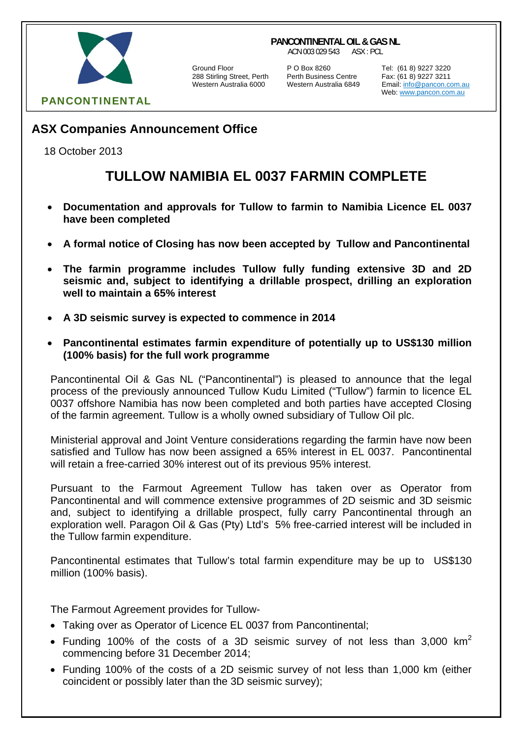**PANCONTINENTAL**

**PANCONTINENTAL OIL & GAS NL**
ACN 003 029 543 ASX : PCL

Ground Floor
288 Stirling Street, Perth
Western Australia 6000

P O Box 8260
Perth Business Centre
Western Australia 6849

Tel: (61 8) 9227 3220
Fax: (61 8) 9227 3211
Email: info@pancon.com.au
Web: www.pancon.com.au

## ASX Companies Announcement Office

18 October 2013

# TULLOW NAMIBIA EL 0037 FARMIN COMPLETE

- **Documentation and approvals for Tullow to farmin to Namibia Licence EL 0037 have been completed**
- **A formal notice of Closing has now been accepted by Tullow and Pancontinental**
- **The farmin programme includes Tullow fully funding extensive 3D and 2D seismic and, subject to identifying a drillable prospect, drilling an exploration well to maintain a 65% interest**
- **A 3D seismic survey is expected to commence in 2014**
- **Pancontinental estimates farmin expenditure of potentially up to US$130 million (100% basis) for the full work programme**

Pancontinental Oil & Gas NL ("Pancontinental") is pleased to announce that the legal process of the previously announced Tullow Kudu Limited ("Tullow") farmin to licence EL 0037 offshore Namibia has now been completed and both parties have accepted Closing of the farmin agreement. Tullow is a wholly owned subsidiary of Tullow Oil plc.

Ministerial approval and Joint Venture considerations regarding the farmin have now been satisfied and Tullow has now been assigned a 65% interest in EL 0037. Pancontinental will retain a free-carried 30% interest out of its previous 95% interest.

Pursuant to the Farmout Agreement Tullow has taken over as Operator from Pancontinental and will commence extensive programmes of 2D seismic and 3D seismic and, subject to identifying a drillable prospect, fully carry Pancontinental through an exploration well. Paragon Oil & Gas (Pty) Ltd's 5% free-carried interest will be included in the Tullow farmin expenditure.

Pancontinental estimates that Tullow's total farmin expenditure may be up to US$130 million (100% basis).

The Farmout Agreement provides for Tullow-

- Taking over as Operator of Licence EL 0037 from Pancontinental;
- Funding 100% of the costs of a 3D seismic survey of not less than 3,000 $km^2$ commencing before 31 December 2014;
- Funding 100% of the costs of a 2D seismic survey of not less than 1,000 km (either coincident or possibly later than the 3D seismic survey);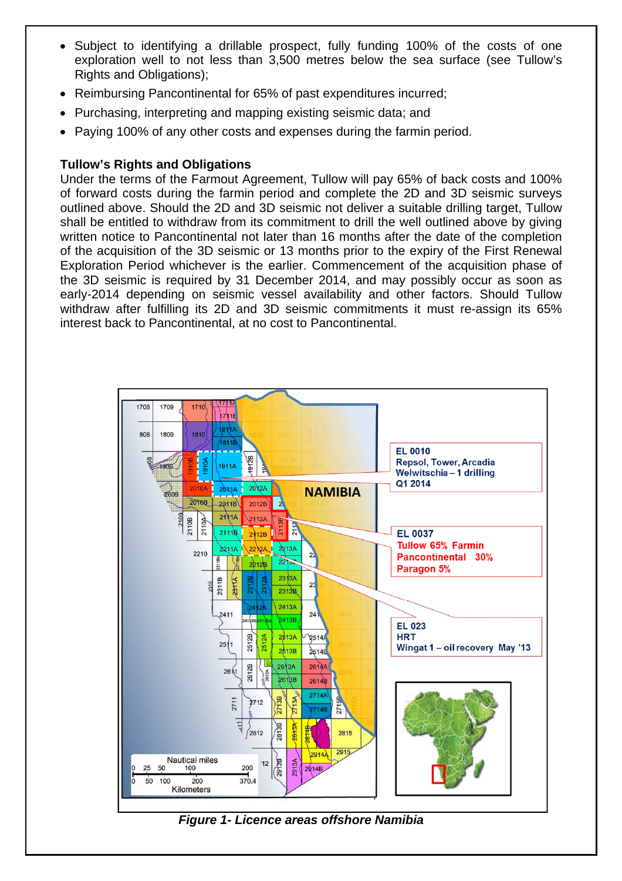- Subject to identifying a drillable prospect, fully funding 100% of the costs of one exploration well to not less than 3,500 metres below the sea surface (see Tullow's Rights and Obligations);
- Reimbursing Pancontinental for 65% of past expenditures incurred;
- Purchasing, interpreting and mapping existing seismic data; and
- Paying 100% of any other costs and expenses during the farmin period.

**Tullow's Rights and Obligations**

Under the terms of the Farmout Agreement, Tullow will pay 65% of back costs and 100% of forward costs during the farmin period and complete the 2D and 3D seismic surveys outlined above. Should the 2D and 3D seismic not deliver a suitable drilling target, Tullow shall be entitled to withdraw from its commitment to drill the well outlined above by giving written notice to Pancontinental not later than 16 months after the date of the completion of the acquisition of the 3D seismic or 13 months prior to the expiry of the First Renewal Exploration Period whichever is the earlier. Commencement of the acquisition phase of the 3D seismic is required by 31 December 2014, and may possibly occur as soon as early-2014 depending on seismic vessel availability and other factors. Should Tullow withdraw after fulfilling its 2D and 3D seismic commitments it must re-assign its 65% interest back to Pancontinental, at no cost to Pancontinental.

***Figure 1- Licence areas offshore Namibia***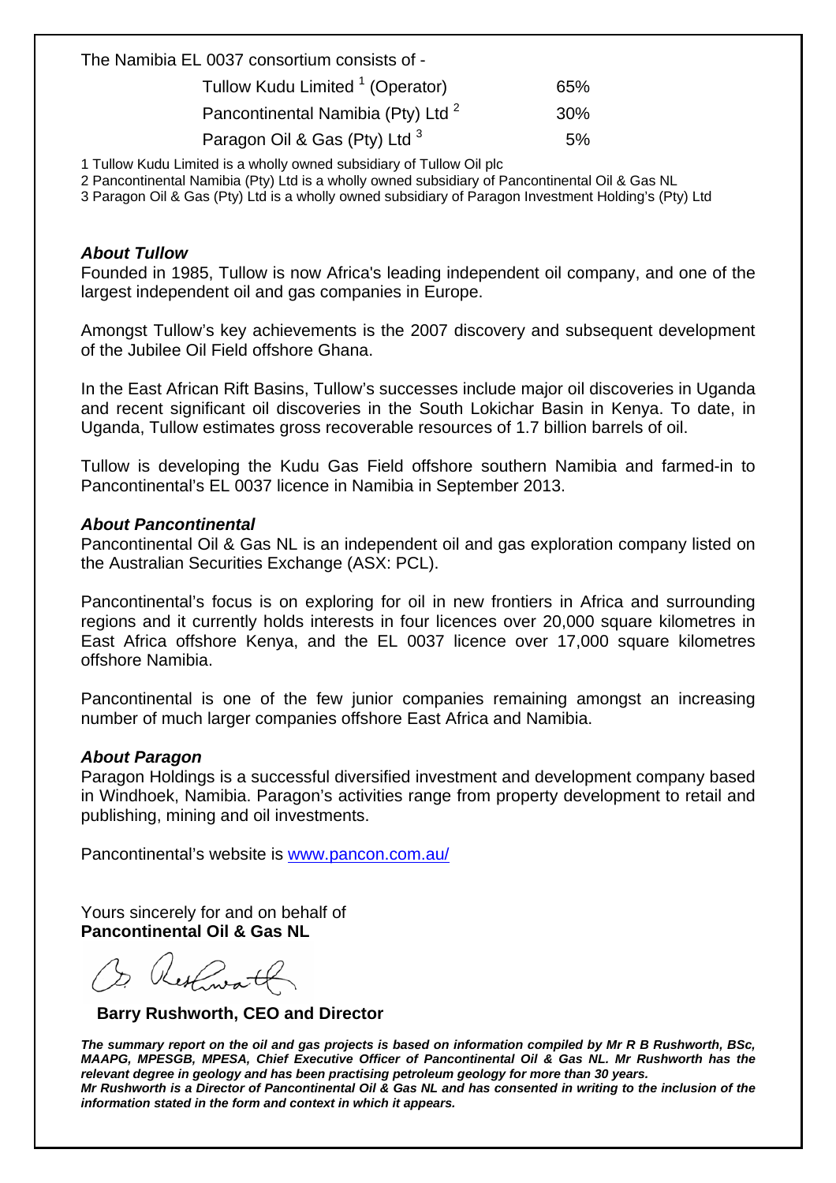The Namibia EL 0037 consortium consists of -

| | |
|---|---|
| Tullow Kudu Limited [1] (Operator) | 65% |
| Pancontinental Namibia (Pty) Ltd [2] | 30% |
| Paragon Oil & Gas (Pty) Ltd [3] | 5% |

1 Tullow Kudu Limited is a wholly owned subsidiary of Tullow Oil plc
2 Pancontinental Namibia (Pty) Ltd is a wholly owned subsidiary of Pancontinental Oil & Gas NL
3 Paragon Oil & Gas (Pty) Ltd is a wholly owned subsidiary of Paragon Investment Holding's (Pty) Ltd

***About Tullow***

Founded in 1985, Tullow is now Africa's leading independent oil company, and one of the largest independent oil and gas companies in Europe.

Amongst Tullow's key achievements is the 2007 discovery and subsequent development of the Jubilee Oil Field offshore Ghana.

In the East African Rift Basins, Tullow's successes include major oil discoveries in Uganda and recent significant oil discoveries in the South Lokichar Basin in Kenya. To date, in Uganda, Tullow estimates gross recoverable resources of 1.7 billion barrels of oil.

Tullow is developing the Kudu Gas Field offshore southern Namibia and farmed-in to Pancontinental's EL 0037 licence in Namibia in September 2013.

***About Pancontinental***

Pancontinental Oil & Gas NL is an independent oil and gas exploration company listed on the Australian Securities Exchange (ASX: PCL).

Pancontinental's focus is on exploring for oil in new frontiers in Africa and surrounding regions and it currently holds interests in four licences over 20,000 square kilometres in East Africa offshore Kenya, and the EL 0037 licence over 17,000 square kilometres offshore Namibia.

Pancontinental is one of the few junior companies remaining amongst an increasing number of much larger companies offshore East Africa and Namibia.

***About Paragon***

Paragon Holdings is a successful diversified investment and development company based in Windhoek, Namibia. Paragon's activities range from property development to retail and publishing, mining and oil investments.

Pancontinental's website is www.pancon.com.au/

Yours sincerely for and on behalf of
**Pancontinental Oil & Gas NL**

**Barry Rushworth, CEO and Director**

***The summary report on the oil and gas projects is based on information compiled by Mr R B Rushworth, BSc, MAAPG, MPESGB, MPESA, Chief Executive Officer of Pancontinental Oil & Gas NL. Mr Rushworth has the relevant degree in geology and has been practising petroleum geology for more than 30 years.***
***Mr Rushworth is a Director of Pancontinental Oil & Gas NL and has consented in writing to the inclusion of the information stated in the form and context in which it appears.***